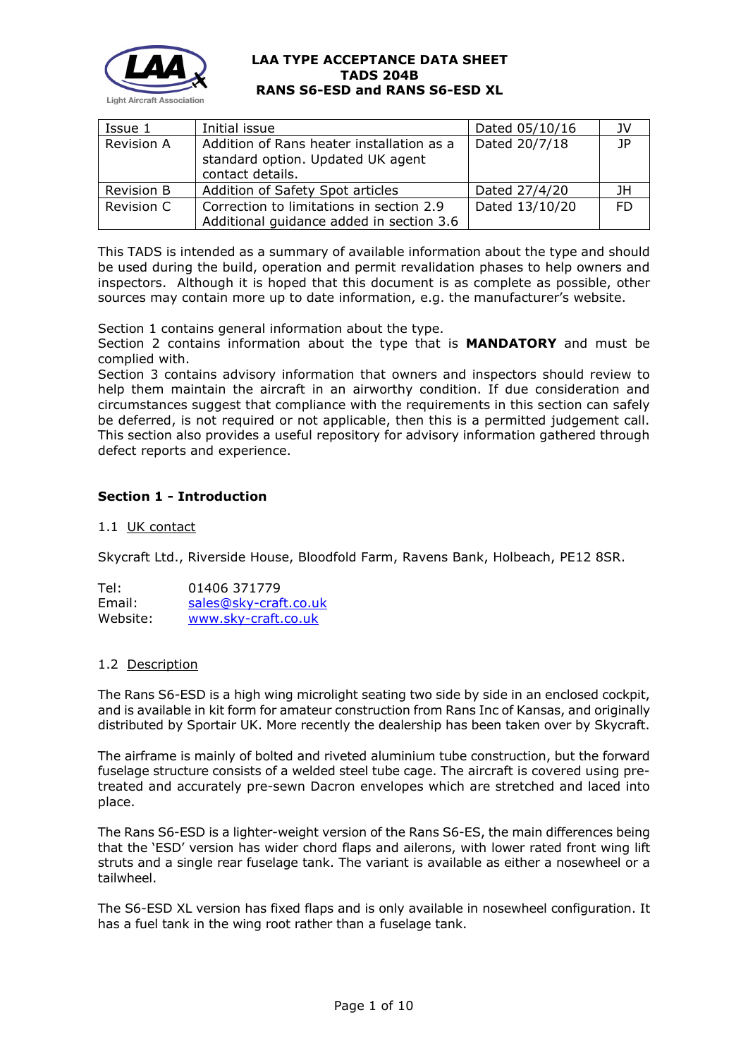# LAA TYPE ACCEPTANCE DATA SHEET
## TADS 204B
## RANS S6-ESD and RANS S6-ESD XL

| Issue 1 | Initial issue | Dated 05/10/16 | JV |
|---|---|---|---|
| Revision A | Addition of Rans heater installation as a standard option. Updated UK agent contact details. | Dated 20/7/18 | JP |
| Revision B | Addition of Safety Spot articles | Dated 27/4/20 | JH |
| Revision C | Correction to limitations in section 2.9 Additional guidance added in section 3.6 | Dated 13/10/20 | FD |

This TADS is intended as a summary of available information about the type and should be used during the build, operation and permit revalidation phases to help owners and inspectors. Although it is hoped that this document is as complete as possible, other sources may contain more up to date information, e.g. the manufacturer's website.

Section 1 contains general information about the type.
Section 2 contains information about the type that is **MANDATORY** and must be complied with.
Section 3 contains advisory information that owners and inspectors should review to help them maintain the aircraft in an airworthy condition. If due consideration and circumstances suggest that compliance with the requirements in this section can safely be deferred, is not required or not applicable, then this is a permitted judgement call. This section also provides a useful repository for advisory information gathered through defect reports and experience.

### Section 1 - Introduction

1.1 UK contact

Skycraft Ltd., Riverside House, Bloodfold Farm, Ravens Bank, Holbeach, PE12 8SR.

Tel: 01406 371779
Email: sales@sky-craft.co.uk
Website: www.sky-craft.co.uk

1.2 Description

The Rans S6-ESD is a high wing microlight seating two side by side in an enclosed cockpit, and is available in kit form for amateur construction from Rans Inc of Kansas, and originally distributed by Sportair UK. More recently the dealership has been taken over by Skycraft.

The airframe is mainly of bolted and riveted aluminium tube construction, but the forward fuselage structure consists of a welded steel tube cage. The aircraft is covered using pre-treated and accurately pre-sewn Dacron envelopes which are stretched and laced into place.

The Rans S6-ESD is a lighter-weight version of the Rans S6-ES, the main differences being that the 'ESD' version has wider chord flaps and ailerons, with lower rated front wing lift struts and a single rear fuselage tank. The variant is available as either a nosewheel or a tailwheel.

The S6-ESD XL version has fixed flaps and is only available in nosewheel configuration. It has a fuel tank in the wing root rather than a fuselage tank.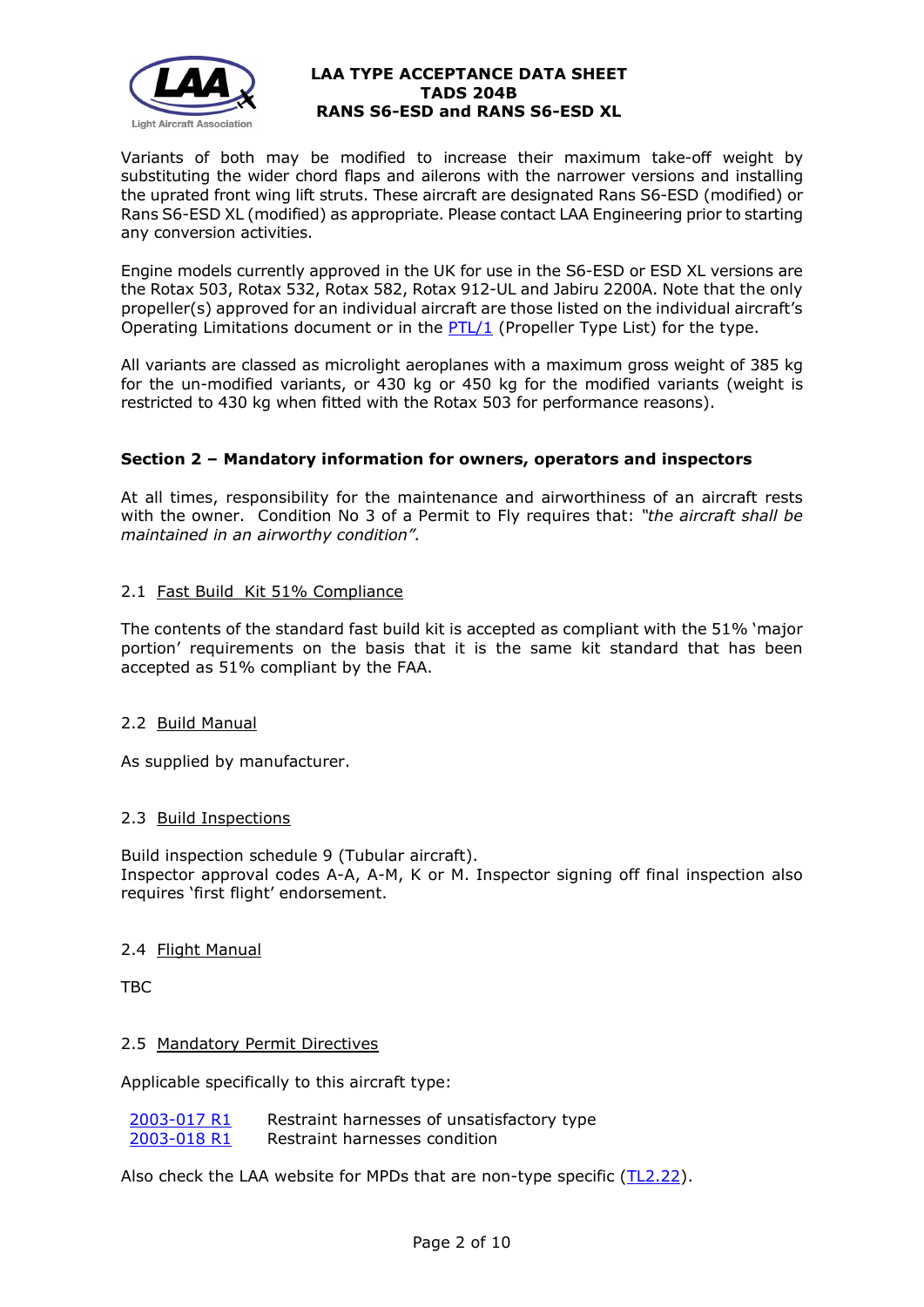Variants of both may be modified to increase their maximum take-off weight by substituting the wider chord flaps and ailerons with the narrower versions and installing the uprated front wing lift struts. These aircraft are designated Rans S6-ESD (modified) or Rans S6-ESD XL (modified) as appropriate. Please contact LAA Engineering prior to starting any conversion activities.

Engine models currently approved in the UK for use in the S6-ESD or ESD XL versions are the Rotax 503, Rotax 532, Rotax 582, Rotax 912-UL and Jabiru 2200A. Note that the only propeller(s) approved for an individual aircraft are those listed on the individual aircraft's Operating Limitations document or in the PTL/1 (Propeller Type List) for the type.

All variants are classed as microlight aeroplanes with a maximum gross weight of 385 kg for the un-modified variants, or 430 kg or 450 kg for the modified variants (weight is restricted to 430 kg when fitted with the Rotax 503 for performance reasons).

## Section 2 – Mandatory information for owners, operators and inspectors

At all times, responsibility for the maintenance and airworthiness of an aircraft rests with the owner. Condition No 3 of a Permit to Fly requires that: *"the aircraft shall be maintained in an airworthy condition".*

### 2.1 Fast Build Kit 51% Compliance

The contents of the standard fast build kit is accepted as compliant with the 51% 'major portion' requirements on the basis that it is the same kit standard that has been accepted as 51% compliant by the FAA.

### 2.2 Build Manual

As supplied by manufacturer.

### 2.3 Build Inspections

Build inspection schedule 9 (Tubular aircraft).
Inspector approval codes A-A, A-M, K or M. Inspector signing off final inspection also requires 'first flight' endorsement.

### 2.4 Flight Manual

TBC

### 2.5 Mandatory Permit Directives

Applicable specifically to this aircraft type:

| | |
|---|---|
| 2003-017 R1 | Restraint harnesses of unsatisfactory type |
| 2003-018 R1 | Restraint harnesses condition |

Also check the LAA website for MPDs that are non-type specific (TL2.22).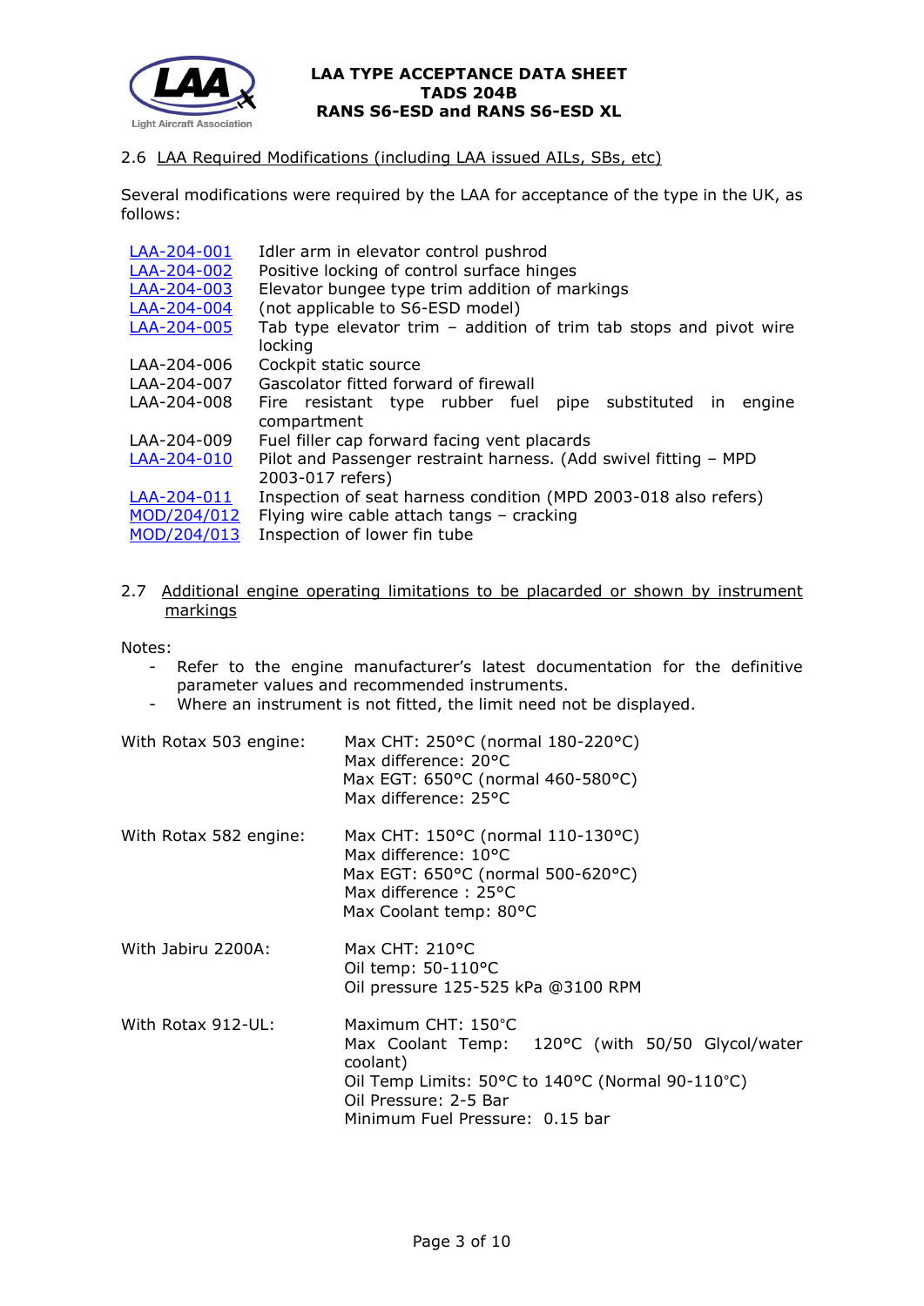## 2.6 LAA Required Modifications (including LAA issued AILs, SBs, etc)

Several modifications were required by the LAA for acceptance of the type in the UK, as follows:

| | |
|---|---|
| LAA-204-001 | Idler arm in elevator control pushrod |
| LAA-204-002 | Positive locking of control surface hinges |
| LAA-204-003 | Elevator bungee type trim addition of markings |
| LAA-204-004 | (not applicable to S6-ESD model) |
| LAA-204-005 | Tab type elevator trim – addition of trim tab stops and pivot wire locking |
| LAA-204-006 | Cockpit static source |
| LAA-204-007 | Gascolator fitted forward of firewall |
| LAA-204-008 | Fire resistant type rubber fuel pipe substituted in engine compartment |
| LAA-204-009 | Fuel filler cap forward facing vent placards |
| LAA-204-010 | Pilot and Passenger restraint harness. (Add swivel fitting – MPD 2003-017 refers) |
| LAA-204-011 | Inspection of seat harness condition (MPD 2003-018 also refers) |
| MOD/204/012 | Flying wire cable attach tangs – cracking |
| MOD/204/013 | Inspection of lower fin tube |

## 2.7 Additional engine operating limitations to be placarded or shown by instrument markings

Notes:

- Refer to the engine manufacturer's latest documentation for the definitive parameter values and recommended instruments.
- Where an instrument is not fitted, the limit need not be displayed.

With Rotax 503 engine:
Max CHT: 250°C (normal 180-220°C)
Max difference: 20°C
Max EGT: 650°C (normal 460-580°C)
Max difference: 25°C

With Rotax 582 engine:
Max CHT: 150°C (normal 110-130°C)
Max difference: 10°C
Max EGT: 650°C (normal 500-620°C)
Max difference : 25°C
Max Coolant temp: 80°C

With Jabiru 2200A:
Max CHT: 210°C
Oil temp: 50-110°C
Oil pressure 125-525 kPa @3100 RPM

With Rotax 912-UL:
Maximum CHT: 150°C
Max Coolant Temp: 120°C (with 50/50 Glycol/water coolant)
Oil Temp Limits: 50°C to 140°C (Normal 90-110°C)
Oil Pressure: 2-5 Bar
Minimum Fuel Pressure: 0.15 bar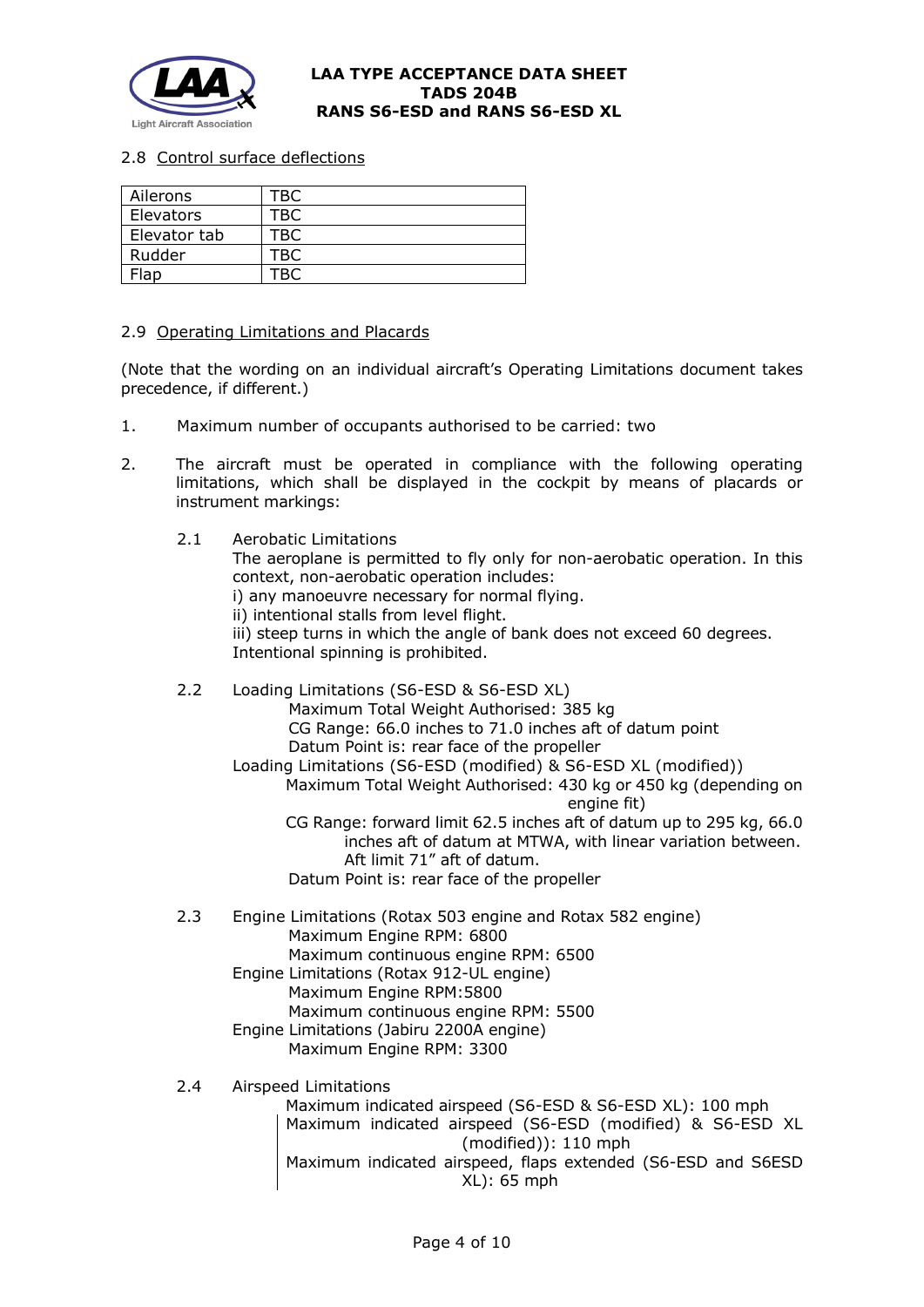### 2.8 Control surface deflections

| Ailerons | TBC |
|---|---|
| Elevators | TBC |
| Elevator tab | TBC |
| Rudder | TBC |
| Flap | TBC |

### 2.9 Operating Limitations and Placards

(Note that the wording on an individual aircraft's Operating Limitations document takes precedence, if different.)

1. Maximum number of occupants authorised to be carried: two

2. The aircraft must be operated in compliance with the following operating limitations, which shall be displayed in the cockpit by means of placards or instrument markings:

   2.1 Aerobatic Limitations
   The aeroplane is permitted to fly only for non-aerobatic operation. In this context, non-aerobatic operation includes:
   i) any manoeuvre necessary for normal flying.
   ii) intentional stalls from level flight.
   iii) steep turns in which the angle of bank does not exceed 60 degrees.
   Intentional spinning is prohibited.

   2.2 Loading Limitations (S6-ESD & S6-ESD XL)
   Maximum Total Weight Authorised: 385 kg
   CG Range: 66.0 inches to 71.0 inches aft of datum point
   Datum Point is: rear face of the propeller
   Loading Limitations (S6-ESD (modified) & S6-ESD XL (modified))
   Maximum Total Weight Authorised: 430 kg or 450 kg (depending on engine fit)
   CG Range: forward limit 62.5 inches aft of datum up to 295 kg, 66.0 inches aft of datum at MTWA, with linear variation between. Aft limit 71" aft of datum.
   Datum Point is: rear face of the propeller

   2.3 Engine Limitations (Rotax 503 engine and Rotax 582 engine)
   Maximum Engine RPM: 6800
   Maximum continuous engine RPM: 6500
   Engine Limitations (Rotax 912-UL engine)
   Maximum Engine RPM:5800
   Maximum continuous engine RPM: 5500
   Engine Limitations (Jabiru 2200A engine)
   Maximum Engine RPM: 3300

   2.4 Airspeed Limitations
   Maximum indicated airspeed (S6-ESD & S6-ESD XL): 100 mph
   Maximum indicated airspeed (S6-ESD (modified) & S6-ESD XL (modified)): 110 mph
   Maximum indicated airspeed, flaps extended (S6-ESD and S6ESD XL): 65 mph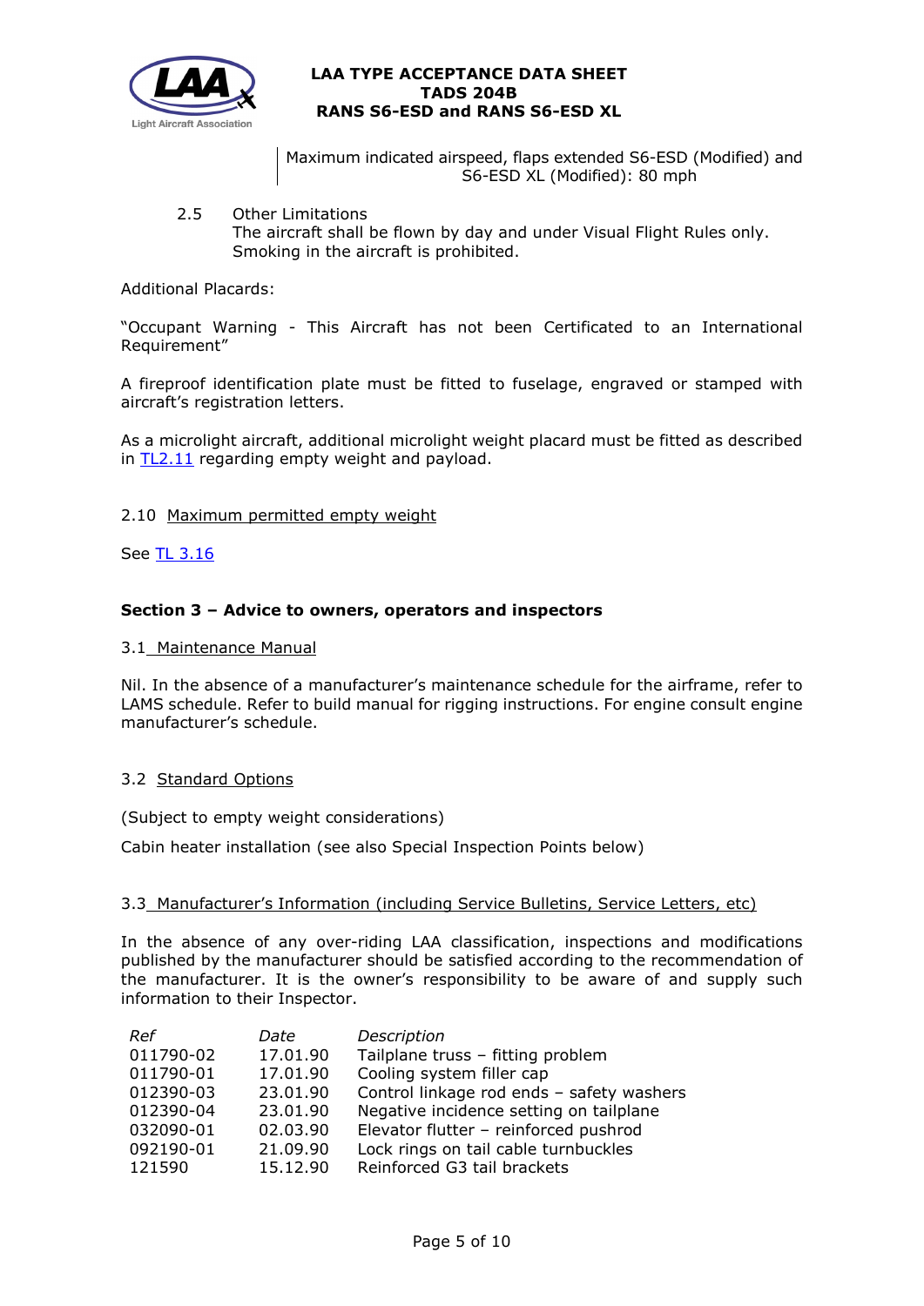Maximum indicated airspeed, flaps extended S6-ESD (Modified) and S6-ESD XL (Modified): 80 mph

2.5 Other Limitations
The aircraft shall be flown by day and under Visual Flight Rules only.
Smoking in the aircraft is prohibited.

Additional Placards:

"Occupant Warning - This Aircraft has not been Certificated to an International Requirement"

A fireproof identification plate must be fitted to fuselage, engraved or stamped with aircraft's registration letters.

As a microlight aircraft, additional microlight weight placard must be fitted as described in TL2.11 regarding empty weight and payload.

2.10 Maximum permitted empty weight

See TL 3.16

## Section 3 – Advice to owners, operators and inspectors

3.1 Maintenance Manual

Nil. In the absence of a manufacturer's maintenance schedule for the airframe, refer to LAMS schedule. Refer to build manual for rigging instructions. For engine consult engine manufacturer's schedule.

3.2 Standard Options

(Subject to empty weight considerations)

Cabin heater installation (see also Special Inspection Points below)

3.3 Manufacturer's Information (including Service Bulletins, Service Letters, etc)

In the absence of any over-riding LAA classification, inspections and modifications published by the manufacturer should be satisfied according to the recommendation of the manufacturer. It is the owner's responsibility to be aware of and supply such information to their Inspector.

| *Ref* | *Date* | *Description* |
|---|---|---|
| 011790-02 | 17.01.90 | Tailplane truss – fitting problem |
| 011790-01 | 17.01.90 | Cooling system filler cap |
| 012390-03 | 23.01.90 | Control linkage rod ends – safety washers |
| 012390-04 | 23.01.90 | Negative incidence setting on tailplane |
| 032090-01 | 02.03.90 | Elevator flutter – reinforced pushrod |
| 092190-01 | 21.09.90 | Lock rings on tail cable turnbuckles |
| 121590 | 15.12.90 | Reinforced G3 tail brackets |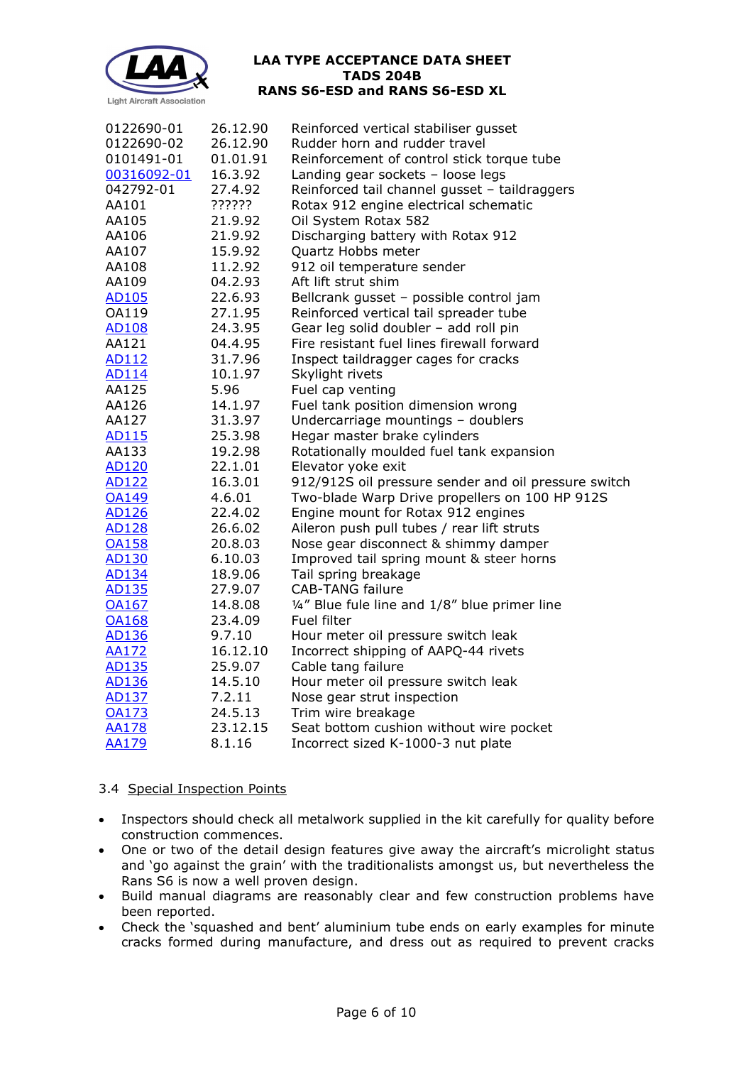| | | |
|---|---|---|
| 0122690-01 | 26.12.90 | Reinforced vertical stabiliser gusset |
| 0122690-02 | 26.12.90 | Rudder horn and rudder travel |
| 0101491-01 | 01.01.91 | Reinforcement of control stick torque tube |
| 00316092-01 | 16.3.92 | Landing gear sockets – loose legs |
| 042792-01 | 27.4.92 | Reinforced tail channel gusset – taildraggers |
| AA101 | ?????? | Rotax 912 engine electrical schematic |
| AA105 | 21.9.92 | Oil System Rotax 582 |
| AA106 | 21.9.92 | Discharging battery with Rotax 912 |
| AA107 | 15.9.92 | Quartz Hobbs meter |
| AA108 | 11.2.92 | 912 oil temperature sender |
| AA109 | 04.2.93 | Aft lift strut shim |
| AD105 | 22.6.93 | Bellcrank gusset – possible control jam |
| OA119 | 27.1.95 | Reinforced vertical tail spreader tube |
| AD108 | 24.3.95 | Gear leg solid doubler – add roll pin |
| AA121 | 04.4.95 | Fire resistant fuel lines firewall forward |
| AD112 | 31.7.96 | Inspect taildragger cages for cracks |
| AD114 | 10.1.97 | Skylight rivets |
| AA125 | 5.96 | Fuel cap venting |
| AA126 | 14.1.97 | Fuel tank position dimension wrong |
| AA127 | 31.3.97 | Undercarriage mountings – doublers |
| AD115 | 25.3.98 | Hegar master brake cylinders |
| AA133 | 19.2.98 | Rotationally moulded fuel tank expansion |
| AD120 | 22.1.01 | Elevator yoke exit |
| AD122 | 16.3.01 | 912/912S oil pressure sender and oil pressure switch |
| OA149 | 4.6.01 | Two-blade Warp Drive propellers on 100 HP 912S |
| AD126 | 22.4.02 | Engine mount for Rotax 912 engines |
| AD128 | 26.6.02 | Aileron push pull tubes / rear lift struts |
| OA158 | 20.8.03 | Nose gear disconnect & shimmy damper |
| AD130 | 6.10.03 | Improved tail spring mount & steer horns |
| AD134 | 18.9.06 | Tail spring breakage |
| AD135 | 27.9.07 | CAB-TANG failure |
| OA167 | 14.8.08 | ¼" Blue fule line and 1/8" blue primer line |
| OA168 | 23.4.09 | Fuel filter |
| AD136 | 9.7.10 | Hour meter oil pressure switch leak |
| AA172 | 16.12.10 | Incorrect shipping of AAPQ-44 rivets |
| AD135 | 25.9.07 | Cable tang failure |
| AD136 | 14.5.10 | Hour meter oil pressure switch leak |
| AD137 | 7.2.11 | Nose gear strut inspection |
| OA173 | 24.5.13 | Trim wire breakage |
| AA178 | 23.12.15 | Seat bottom cushion without wire pocket |
| AA179 | 8.1.16 | Incorrect sized K-1000-3 nut plate |

### 3.4 Special Inspection Points

- Inspectors should check all metalwork supplied in the kit carefully for quality before construction commences.
- One or two of the detail design features give away the aircraft's microlight status and 'go against the grain' with the traditionalists amongst us, but nevertheless the Rans S6 is now a well proven design.
- Build manual diagrams are reasonably clear and few construction problems have been reported.
- Check the 'squashed and bent' aluminium tube ends on early examples for minute cracks formed during manufacture, and dress out as required to prevent cracks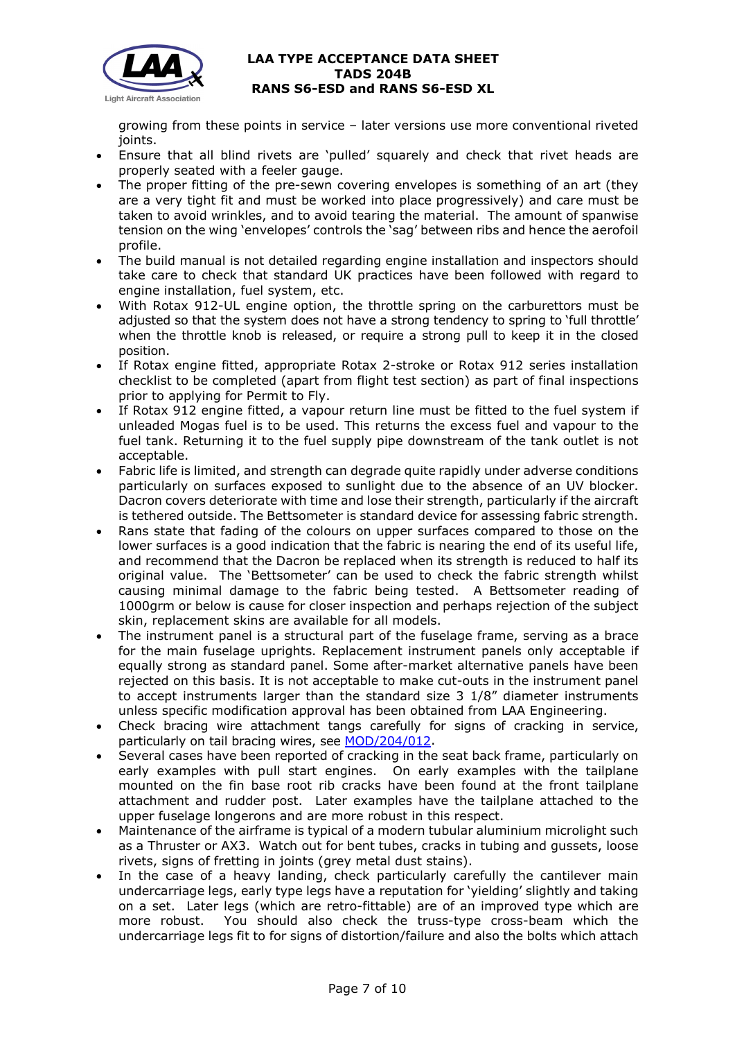growing from these points in service – later versions use more conventional riveted joints.

- Ensure that all blind rivets are 'pulled' squarely and check that rivet heads are properly seated with a feeler gauge.
- The proper fitting of the pre-sewn covering envelopes is something of an art (they are a very tight fit and must be worked into place progressively) and care must be taken to avoid wrinkles, and to avoid tearing the material. The amount of spanwise tension on the wing 'envelopes' controls the 'sag' between ribs and hence the aerofoil profile.
- The build manual is not detailed regarding engine installation and inspectors should take care to check that standard UK practices have been followed with regard to engine installation, fuel system, etc.
- With Rotax 912-UL engine option, the throttle spring on the carburettors must be adjusted so that the system does not have a strong tendency to spring to 'full throttle' when the throttle knob is released, or require a strong pull to keep it in the closed position.
- If Rotax engine fitted, appropriate Rotax 2-stroke or Rotax 912 series installation checklist to be completed (apart from flight test section) as part of final inspections prior to applying for Permit to Fly.
- If Rotax 912 engine fitted, a vapour return line must be fitted to the fuel system if unleaded Mogas fuel is to be used. This returns the excess fuel and vapour to the fuel tank. Returning it to the fuel supply pipe downstream of the tank outlet is not acceptable.
- Fabric life is limited, and strength can degrade quite rapidly under adverse conditions particularly on surfaces exposed to sunlight due to the absence of an UV blocker. Dacron covers deteriorate with time and lose their strength, particularly if the aircraft is tethered outside. The Bettsometer is standard device for assessing fabric strength.
- Rans state that fading of the colours on upper surfaces compared to those on the lower surfaces is a good indication that the fabric is nearing the end of its useful life, and recommend that the Dacron be replaced when its strength is reduced to half its original value. The 'Bettsometer' can be used to check the fabric strength whilst causing minimal damage to the fabric being tested. A Bettsometer reading of 1000grm or below is cause for closer inspection and perhaps rejection of the subject skin, replacement skins are available for all models.
- The instrument panel is a structural part of the fuselage frame, serving as a brace for the main fuselage uprights. Replacement instrument panels only acceptable if equally strong as standard panel. Some after-market alternative panels have been rejected on this basis. It is not acceptable to make cut-outs in the instrument panel to accept instruments larger than the standard size 3 1/8" diameter instruments unless specific modification approval has been obtained from LAA Engineering.
- Check bracing wire attachment tangs carefully for signs of cracking in service, particularly on tail bracing wires, see MOD/204/012.
- Several cases have been reported of cracking in the seat back frame, particularly on early examples with pull start engines. On early examples with the tailplane mounted on the fin base root rib cracks have been found at the front tailplane attachment and rudder post. Later examples have the tailplane attached to the upper fuselage longerons and are more robust in this respect.
- Maintenance of the airframe is typical of a modern tubular aluminium microlight such as a Thruster or AX3. Watch out for bent tubes, cracks in tubing and gussets, loose rivets, signs of fretting in joints (grey metal dust stains).
- In the case of a heavy landing, check particularly carefully the cantilever main undercarriage legs, early type legs have a reputation for 'yielding' slightly and taking on a set. Later legs (which are retro-fittable) are of an improved type which are more robust. You should also check the truss-type cross-beam which the undercarriage legs fit to for signs of distortion/failure and also the bolts which attach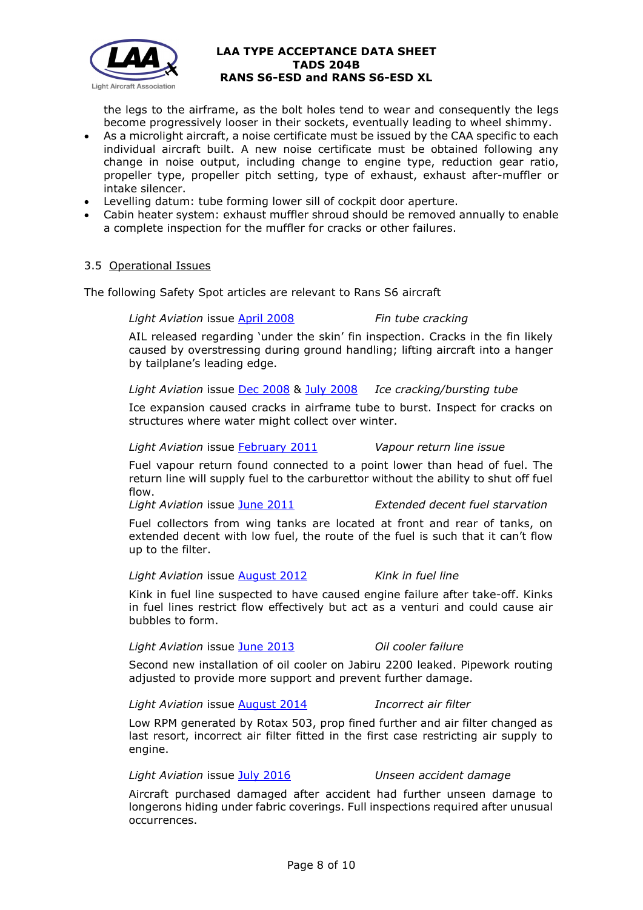the legs to the airframe, as the bolt holes tend to wear and consequently the legs become progressively looser in their sockets, eventually leading to wheel shimmy.

- As a microlight aircraft, a noise certificate must be issued by the CAA specific to each individual aircraft built. A new noise certificate must be obtained following any change in noise output, including change to engine type, reduction gear ratio, propeller type, propeller pitch setting, type of exhaust, exhaust after-muffler or intake silencer.
- Levelling datum: tube forming lower sill of cockpit door aperture.
- Cabin heater system: exhaust muffler shroud should be removed annually to enable a complete inspection for the muffler for cracks or other failures.

### 3.5 Operational Issues

The following Safety Spot articles are relevant to Rans S6 aircraft

*Light Aviation* issue April 2008 — *Fin tube cracking*

AIL released regarding 'under the skin' fin inspection. Cracks in the fin likely caused by overstressing during ground handling; lifting aircraft into a hanger by tailplane's leading edge.

*Light Aviation* issue Dec 2008 & July 2008 — *Ice cracking/bursting tube*

Ice expansion caused cracks in airframe tube to burst. Inspect for cracks on structures where water might collect over winter.

*Light Aviation* issue February 2011 — *Vapour return line issue*

Fuel vapour return found connected to a point lower than head of fuel. The return line will supply fuel to the carburettor without the ability to shut off fuel flow.

*Light Aviation* issue June 2011 — *Extended decent fuel starvation*

Fuel collectors from wing tanks are located at front and rear of tanks, on extended decent with low fuel, the route of the fuel is such that it can't flow up to the filter.

*Light Aviation* issue August 2012 — *Kink in fuel line*

Kink in fuel line suspected to have caused engine failure after take-off. Kinks in fuel lines restrict flow effectively but act as a venturi and could cause air bubbles to form.

*Light Aviation* issue June 2013 — *Oil cooler failure*

Second new installation of oil cooler on Jabiru 2200 leaked. Pipework routing adjusted to provide more support and prevent further damage.

*Light Aviation* issue August 2014 — *Incorrect air filter*

Low RPM generated by Rotax 503, prop fined further and air filter changed as last resort, incorrect air filter fitted in the first case restricting air supply to engine.

*Light Aviation* issue July 2016 — *Unseen accident damage*

Aircraft purchased damaged after accident had further unseen damage to longerons hiding under fabric coverings. Full inspections required after unusual occurrences.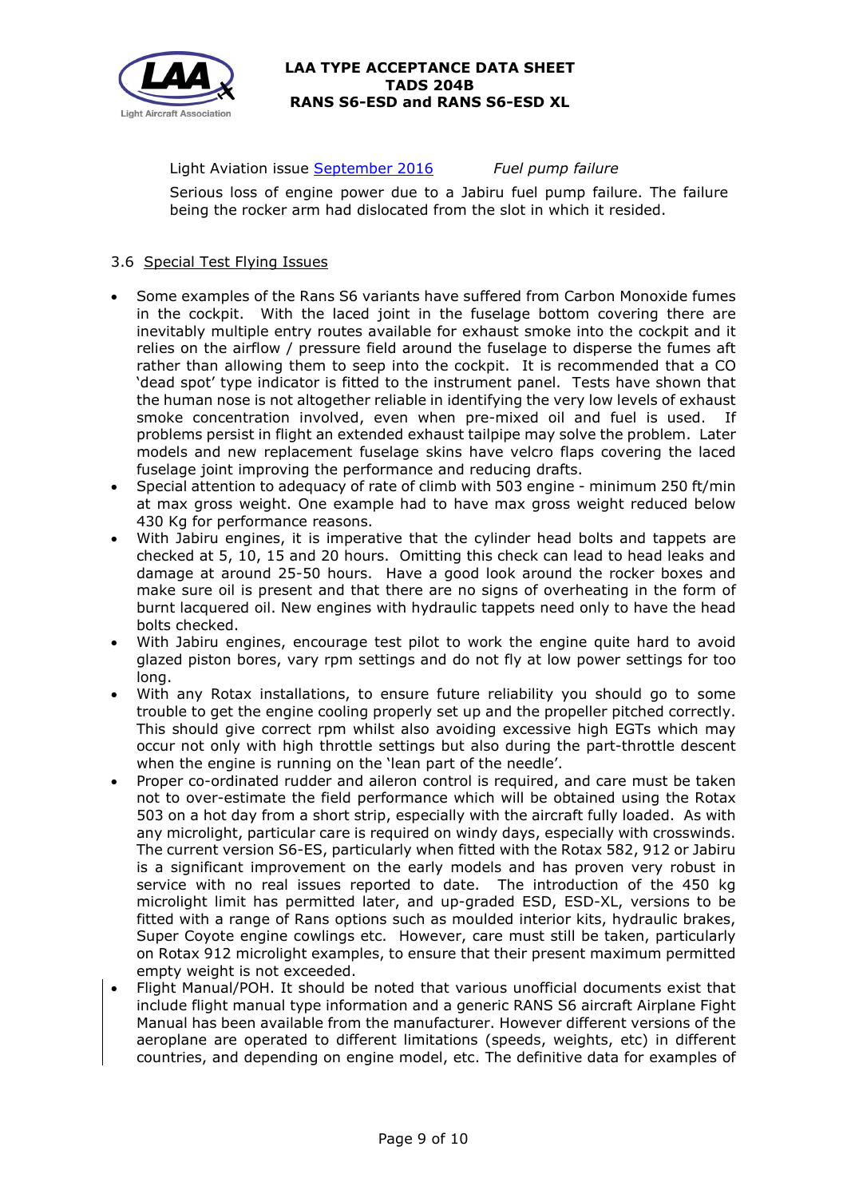Light Aviation issue [September 2016](#) *Fuel pump failure*

Serious loss of engine power due to a Jabiru fuel pump failure. The failure being the rocker arm had dislocated from the slot in which it resided.

### 3.6 Special Test Flying Issues

- Some examples of the Rans S6 variants have suffered from Carbon Monoxide fumes in the cockpit. With the laced joint in the fuselage bottom covering there are inevitably multiple entry routes available for exhaust smoke into the cockpit and it relies on the airflow / pressure field around the fuselage to disperse the fumes aft rather than allowing them to seep into the cockpit. It is recommended that a CO 'dead spot' type indicator is fitted to the instrument panel. Tests have shown that the human nose is not altogether reliable in identifying the very low levels of exhaust smoke concentration involved, even when pre-mixed oil and fuel is used. If problems persist in flight an extended exhaust tailpipe may solve the problem. Later models and new replacement fuselage skins have velcro flaps covering the laced fuselage joint improving the performance and reducing drafts.
- Special attention to adequacy of rate of climb with 503 engine - minimum 250 ft/min at max gross weight. One example had to have max gross weight reduced below 430 Kg for performance reasons.
- With Jabiru engines, it is imperative that the cylinder head bolts and tappets are checked at 5, 10, 15 and 20 hours. Omitting this check can lead to head leaks and damage at around 25-50 hours. Have a good look around the rocker boxes and make sure oil is present and that there are no signs of overheating in the form of burnt lacquered oil. New engines with hydraulic tappets need only to have the head bolts checked.
- With Jabiru engines, encourage test pilot to work the engine quite hard to avoid glazed piston bores, vary rpm settings and do not fly at low power settings for too long.
- With any Rotax installations, to ensure future reliability you should go to some trouble to get the engine cooling properly set up and the propeller pitched correctly. This should give correct rpm whilst also avoiding excessive high EGTs which may occur not only with high throttle settings but also during the part-throttle descent when the engine is running on the 'lean part of the needle'.
- Proper co-ordinated rudder and aileron control is required, and care must be taken not to over-estimate the field performance which will be obtained using the Rotax 503 on a hot day from a short strip, especially with the aircraft fully loaded. As with any microlight, particular care is required on windy days, especially with crosswinds. The current version S6-ES, particularly when fitted with the Rotax 582, 912 or Jabiru is a significant improvement on the early models and has proven very robust in service with no real issues reported to date. The introduction of the 450 kg microlight limit has permitted later, and up-graded ESD, ESD-XL, versions to be fitted with a range of Rans options such as moulded interior kits, hydraulic brakes, Super Coyote engine cowlings etc. However, care must still be taken, particularly on Rotax 912 microlight examples, to ensure that their present maximum permitted empty weight is not exceeded.
- Flight Manual/POH. It should be noted that various unofficial documents exist that include flight manual type information and a generic RANS S6 aircraft Airplane Fight Manual has been available from the manufacturer. However different versions of the aeroplane are operated to different limitations (speeds, weights, etc) in different countries, and depending on engine model, etc. The definitive data for examples of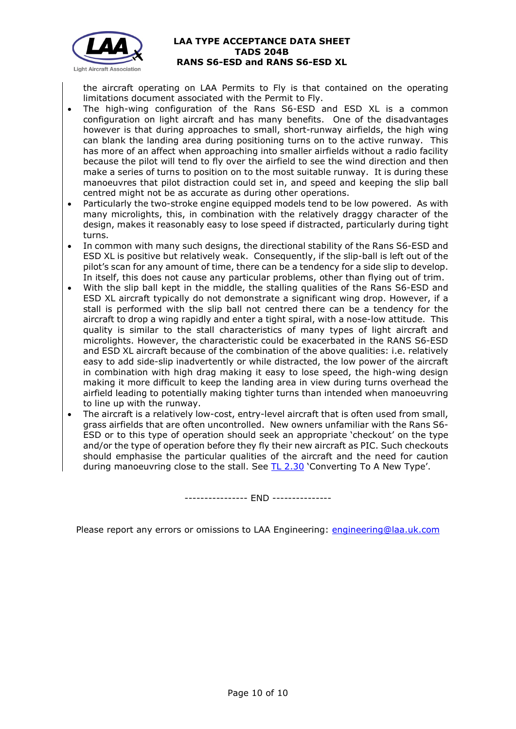the aircraft operating on LAA Permits to Fly is that contained on the operating limitations document associated with the Permit to Fly.

- The high-wing configuration of the Rans S6-ESD and ESD XL is a common configuration on light aircraft and has many benefits. One of the disadvantages however is that during approaches to small, short-runway airfields, the high wing can blank the landing area during positioning turns on to the active runway. This has more of an affect when approaching into smaller airfields without a radio facility because the pilot will tend to fly over the airfield to see the wind direction and then make a series of turns to position on to the most suitable runway. It is during these manoeuvres that pilot distraction could set in, and speed and keeping the slip ball centred might not be as accurate as during other operations.
- Particularly the two-stroke engine equipped models tend to be low powered. As with many microlights, this, in combination with the relatively draggy character of the design, makes it reasonably easy to lose speed if distracted, particularly during tight turns.
- In common with many such designs, the directional stability of the Rans S6-ESD and ESD XL is positive but relatively weak. Consequently, if the slip-ball is left out of the pilot's scan for any amount of time, there can be a tendency for a side slip to develop. In itself, this does not cause any particular problems, other than flying out of trim.
- With the slip ball kept in the middle, the stalling qualities of the Rans S6-ESD and ESD XL aircraft typically do not demonstrate a significant wing drop. However, if a stall is performed with the slip ball not centred there can be a tendency for the aircraft to drop a wing rapidly and enter a tight spiral, with a nose-low attitude. This quality is similar to the stall characteristics of many types of light aircraft and microlights. However, the characteristic could be exacerbated in the RANS S6-ESD and ESD XL aircraft because of the combination of the above qualities: i.e. relatively easy to add side-slip inadvertently or while distracted, the low power of the aircraft in combination with high drag making it easy to lose speed, the high-wing design making it more difficult to keep the landing area in view during turns overhead the airfield leading to potentially making tighter turns than intended when manoeuvring to line up with the runway.
- The aircraft is a relatively low-cost, entry-level aircraft that is often used from small, grass airfields that are often uncontrolled. New owners unfamiliar with the Rans S6-ESD or to this type of operation should seek an appropriate 'checkout' on the type and/or the type of operation before they fly their new aircraft as PIC. Such checkouts should emphasise the particular qualities of the aircraft and the need for caution during manoeuvring close to the stall. See TL 2.30 'Converting To A New Type'.

---------------- END ---------------

Please report any errors or omissions to LAA Engineering: engineering@laa.uk.com